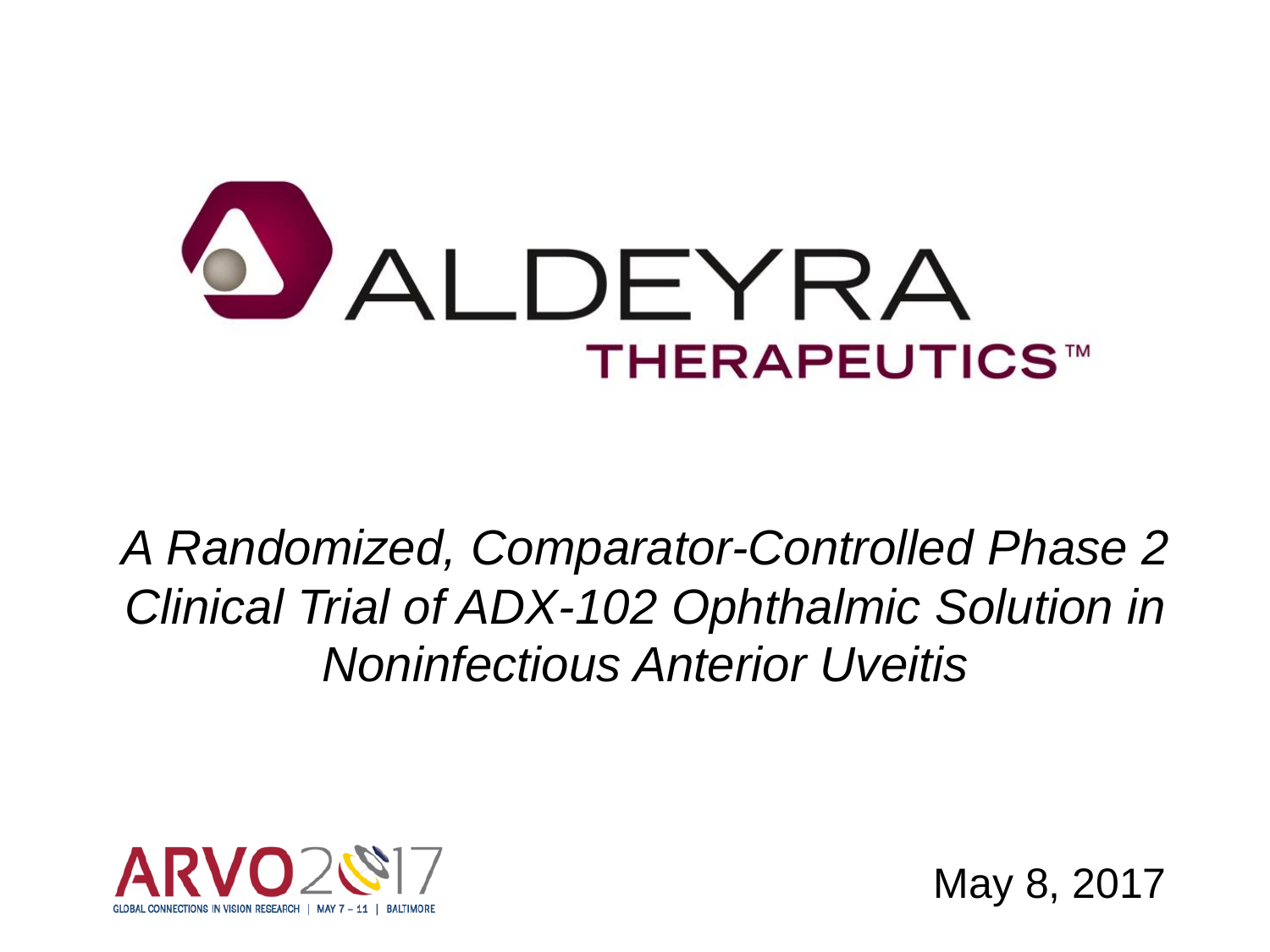# ALDEYRA THERAPEUTICS™

*A Randomized, Comparator-Controlled Phase 2 Clinical Trial of ADX-102 Ophthalmic Solution in Noninfectious Anterior Uveitis*

ARVO 2017 — GLOBAL CONNECTIONS IN VISION RESEARCH | MAY 7 – 11 | BALTIMORE

May 8, 2017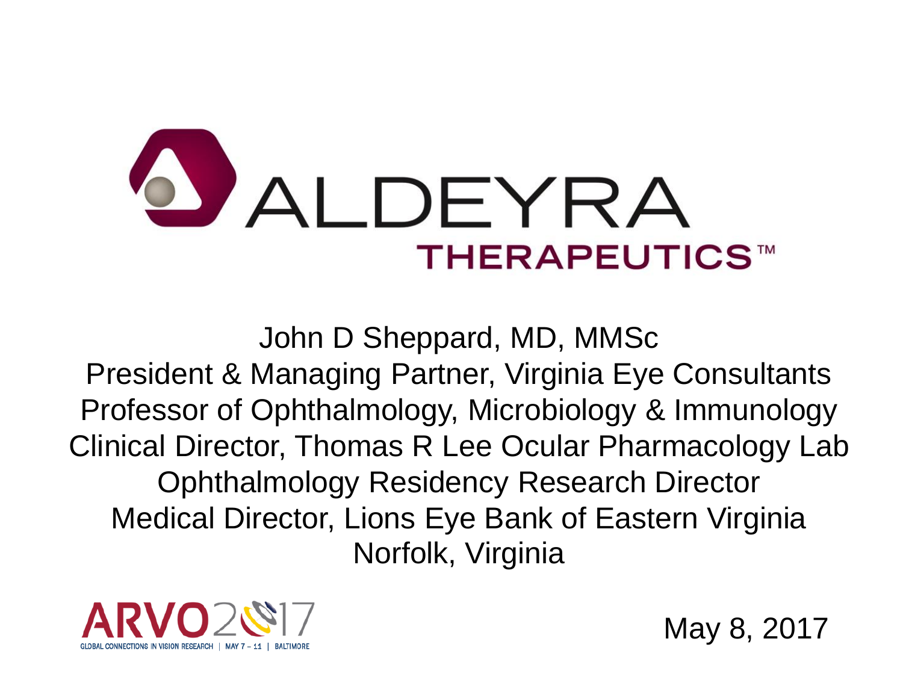# ALDEYRA THERAPEUTICS™

John D Sheppard, MD, MMSc
President & Managing Partner, Virginia Eye Consultants
Professor of Ophthalmology, Microbiology & Immunology
Clinical Director, Thomas R Lee Ocular Pharmacology Lab
Ophthalmology Residency Research Director
Medical Director, Lions Eye Bank of Eastern Virginia
Norfolk, Virginia

ARVO 2017
GLOBAL CONNECTIONS IN VISION RESEARCH | MAY 7 – 11 | BALTIMORE

May 8, 2017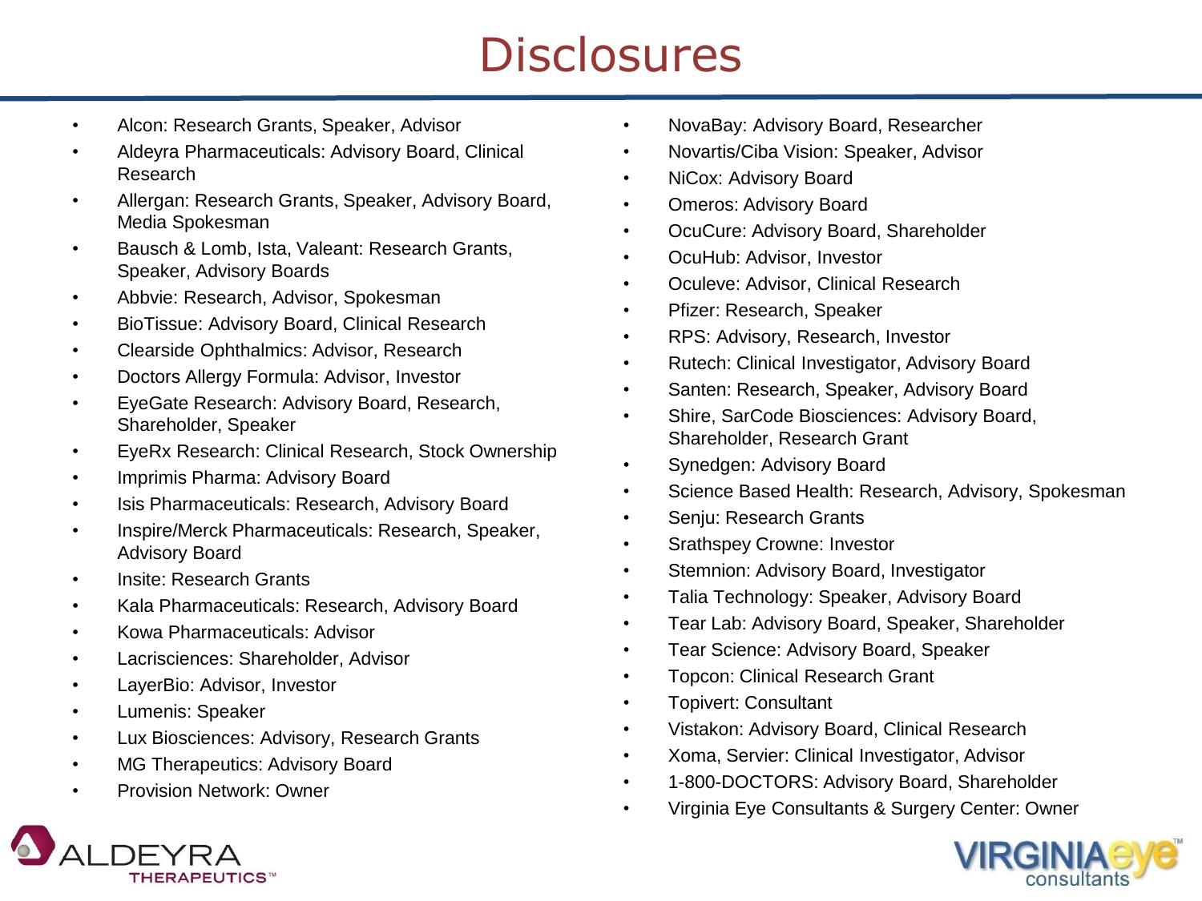# Disclosures

- Alcon: Research Grants, Speaker, Advisor
- Aldeyra Pharmaceuticals: Advisory Board, Clinical Research
- Allergan: Research Grants, Speaker, Advisory Board, Media Spokesman
- Bausch & Lomb, Ista, Valeant: Research Grants, Speaker, Advisory Boards
- Abbvie: Research, Advisor, Spokesman
- BioTissue: Advisory Board, Clinical Research
- Clearside Ophthalmics: Advisor, Research
- Doctors Allergy Formula: Advisor, Investor
- EyeGate Research: Advisory Board, Research, Shareholder, Speaker
- EyeRx Research: Clinical Research, Stock Ownership
- Imprimis Pharma: Advisory Board
- Isis Pharmaceuticals: Research, Advisory Board
- Inspire/Merck Pharmaceuticals: Research, Speaker, Advisory Board
- Insite: Research Grants
- Kala Pharmaceuticals: Research, Advisory Board
- Kowa Pharmaceuticals: Advisor
- Lacrisciences: Shareholder, Advisor
- LayerBio: Advisor, Investor
- Lumenis: Speaker
- Lux Biosciences: Advisory, Research Grants
- MG Therapeutics: Advisory Board
- Provision Network: Owner
- NovaBay: Advisory Board, Researcher
- Novartis/Ciba Vision: Speaker, Advisor
- NiCox: Advisory Board
- Omeros: Advisory Board
- OcuCure: Advisory Board, Shareholder
- OcuHub: Advisor, Investor
- Oculeve: Advisor, Clinical Research
- Pfizer: Research, Speaker
- RPS: Advisory, Research, Investor
- Rutech: Clinical Investigator, Advisory Board
- Santen: Research, Speaker, Advisory Board
- Shire, SarCode Biosciences: Advisory Board, Shareholder, Research Grant
- Synedgen: Advisory Board
- Science Based Health: Research, Advisory, Spokesman
- Senju: Research Grants
- Srathspey Crowne: Investor
- Stemnion: Advisory Board, Investigator
- Talia Technology: Speaker, Advisory Board
- Tear Lab: Advisory Board, Speaker, Shareholder
- Tear Science: Advisory Board, Speaker
- Topcon: Clinical Research Grant
- Topivert: Consultant
- Vistakon: Advisory Board, Clinical Research
- Xoma, Servier: Clinical Investigator, Advisor
- 1-800-DOCTORS: Advisory Board, Shareholder
- Virginia Eye Consultants & Surgery Center: Owner

ALDEYRA THERAPEUTICS™

VIRGINIA eye consultants™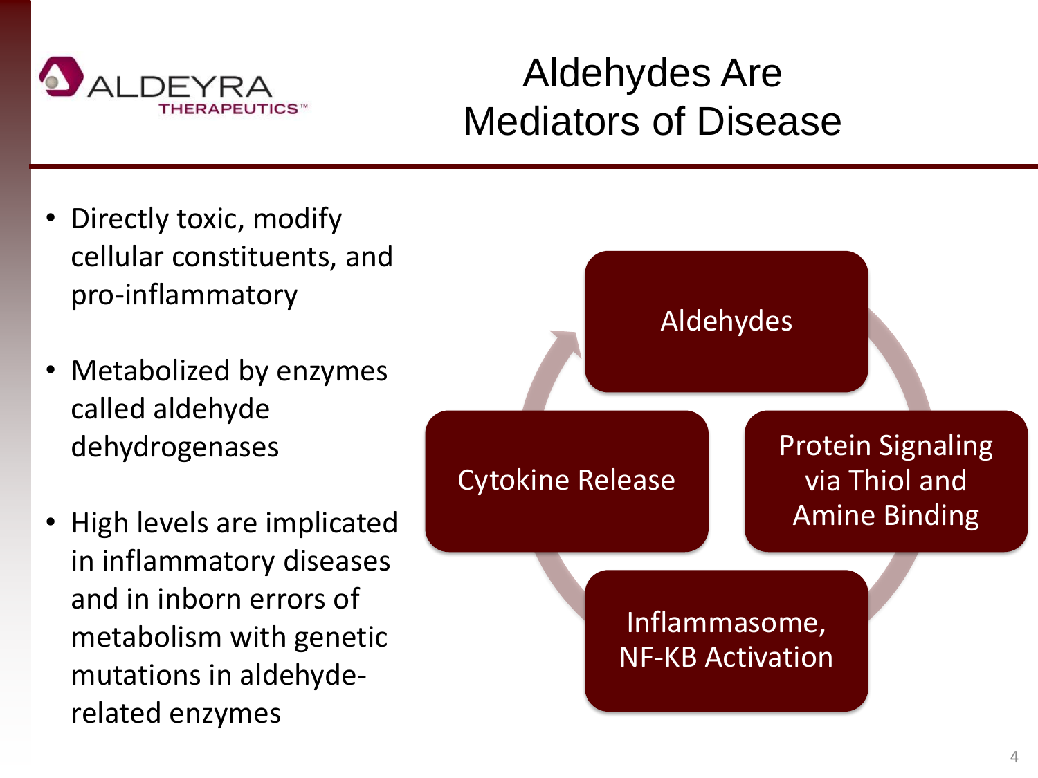# Aldehydes Are Mediators of Disease

- Directly toxic, modify cellular constituents, and pro-inflammatory
- Metabolized by enzymes called aldehyde dehydrogenases
- High levels are implicated in inflammatory diseases and in inborn errors of metabolism with genetic mutations in aldehyde-related enzymes

Aldehydes → Protein Signaling via Thiol and Amine Binding → Inflammasome, NF-KB Activation → Cytokine Release → Aldehydes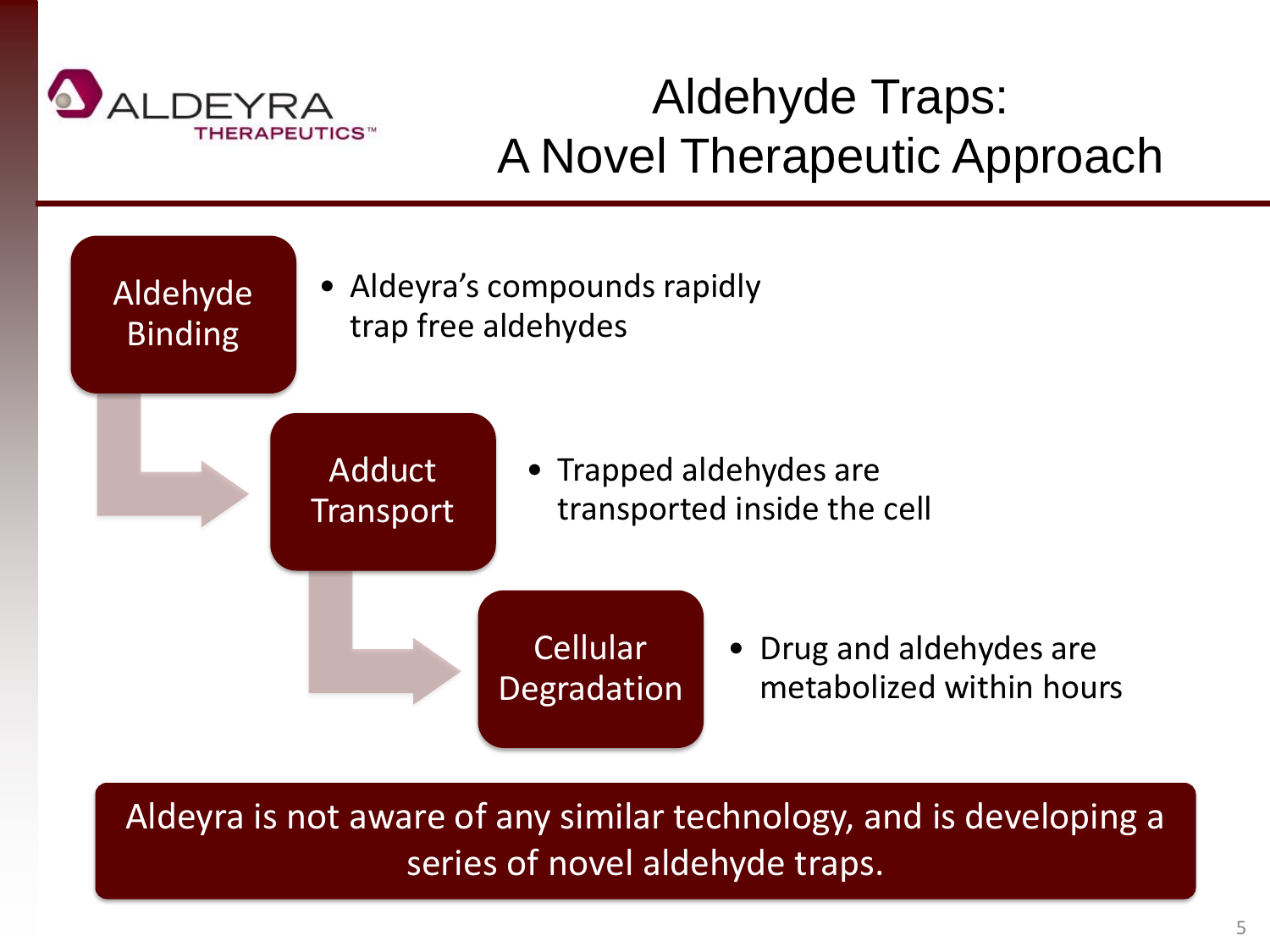# Aldehyde Traps: A Novel Therapeutic Approach

**Aldehyde Binding**

- Aldeyra's compounds rapidly trap free aldehydes

**Adduct Transport**

- Trapped aldehydes are transported inside the cell

**Cellular Degradation**

- Drug and aldehydes are metabolized within hours

**Aldeyra is not aware of any similar technology, and is developing a series of novel aldehyde traps.**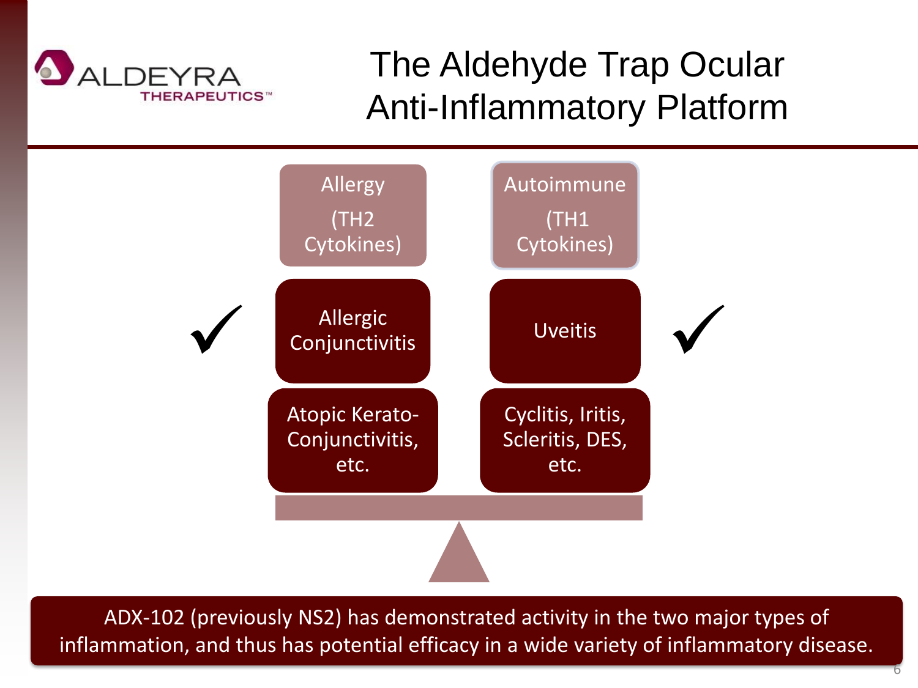# The Aldehyde Trap Ocular Anti-Inflammatory Platform

| Allergy (TH2 Cytokines) | Autoimmune (TH1 Cytokines) |
|---|---|
| ✓ Allergic Conjunctivitis | Uveitis ✓ |
| Atopic Kerato-Conjunctivitis, etc. | Cyclitis, Iritis, Scleritis, DES, etc. |

ADX-102 (previously NS2) has demonstrated activity in the two major types of inflammation, and thus has potential efficacy in a wide variety of inflammatory disease.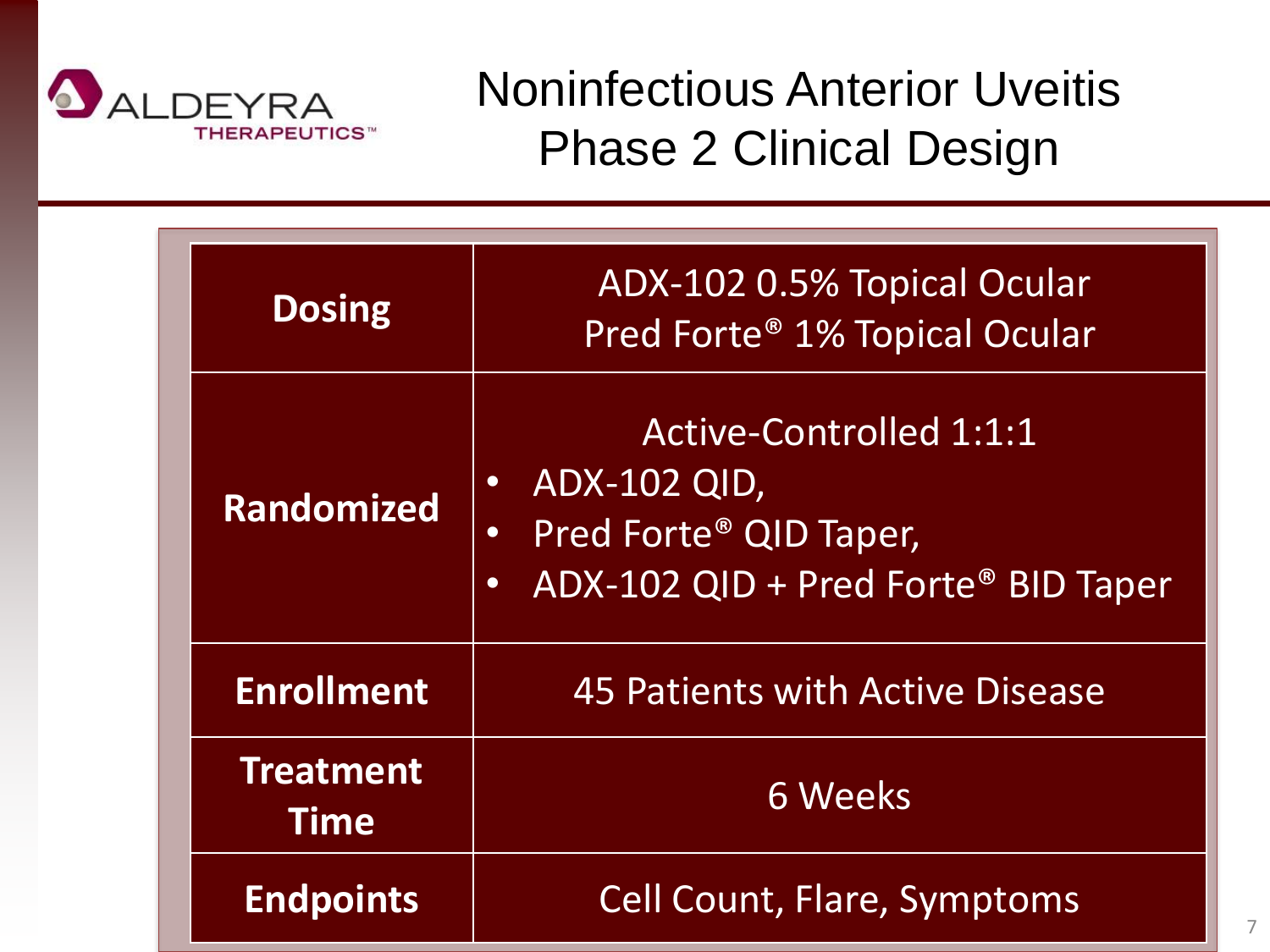# Noninfectious Anterior Uveitis Phase 2 Clinical Design

| | |
|---|---|
| **Dosing** | ADX-102 0.5% Topical Ocular<br>Pred Forte® 1% Topical Ocular |
| **Randomized** | Active-Controlled 1:1:1<br>• ADX-102 QID,<br>• Pred Forte® QID Taper,<br>• ADX-102 QID + Pred Forte® BID Taper |
| **Enrollment** | 45 Patients with Active Disease |
| **Treatment Time** | 6 Weeks |
| **Endpoints** | Cell Count, Flare, Symptoms |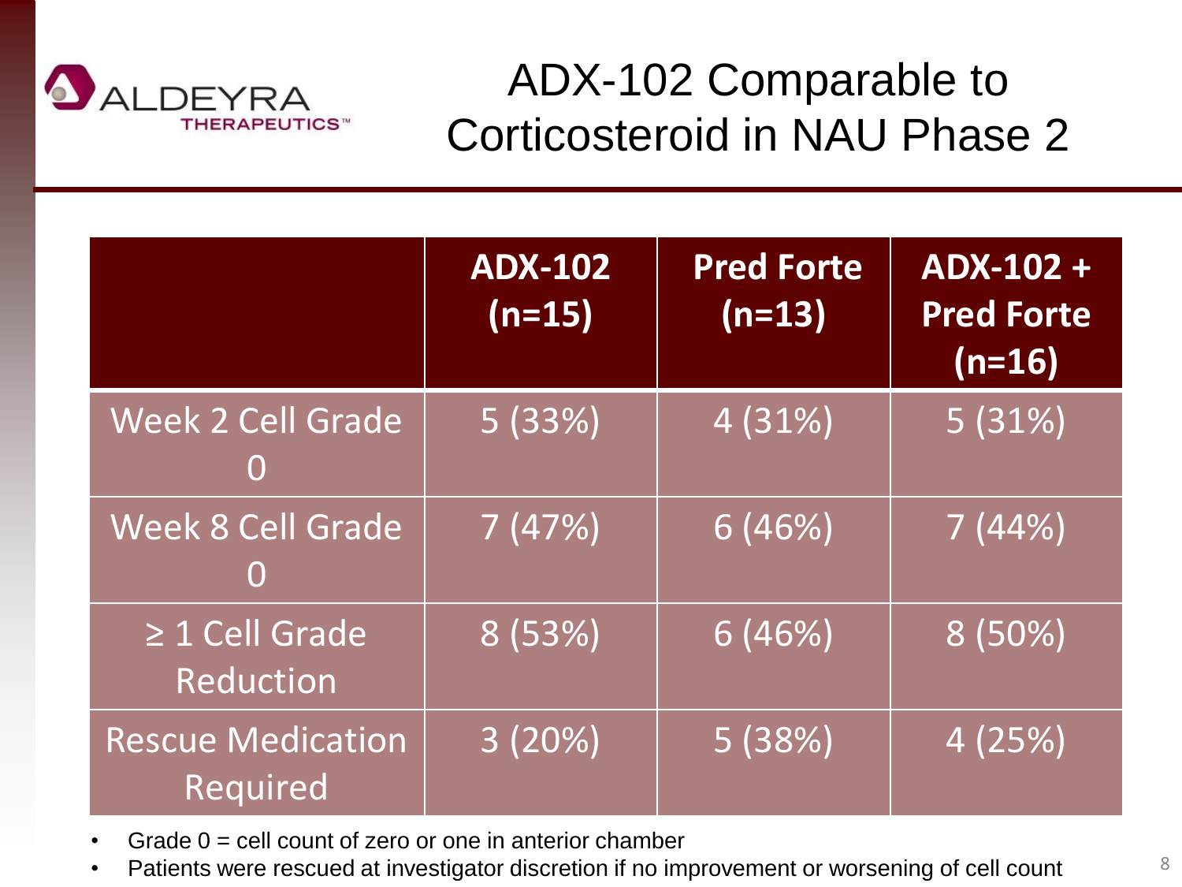# ADX-102 Comparable to Corticosteroid in NAU Phase 2

| | ADX-102 (n=15) | Pred Forte (n=13) | ADX-102 + Pred Forte (n=16) |
|---|---|---|---|
| Week 2 Cell Grade 0 | 5 (33%) | 4 (31%) | 5 (31%) |
| Week 8 Cell Grade 0 | 7 (47%) | 6 (46%) | 7 (44%) |
| ≥ 1 Cell Grade Reduction | 8 (53%) | 6 (46%) | 8 (50%) |
| Rescue Medication Required | 3 (20%) | 5 (38%) | 4 (25%) |

- Grade 0 = cell count of zero or one in anterior chamber
- Patients were rescued at investigator discretion if no improvement or worsening of cell count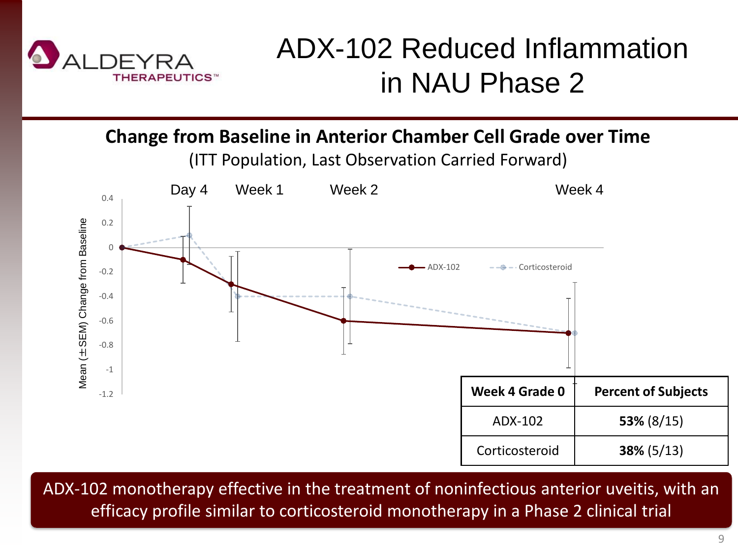# ADX-102 Reduced Inflammation in NAU Phase 2

**Change from Baseline in Anterior Chamber Cell Grade over Time**

(ITT Population, Last Observation Carried Forward)

| Week 4 Grade 0 | Percent of Subjects |
|---|---|
| ADX-102 | **53%** (8/15) |
| Corticosteroid | **38%** (5/13) |

ADX-102 monotherapy effective in the treatment of noninfectious anterior uveitis, with an efficacy profile similar to corticosteroid monotherapy in a Phase 2 clinical trial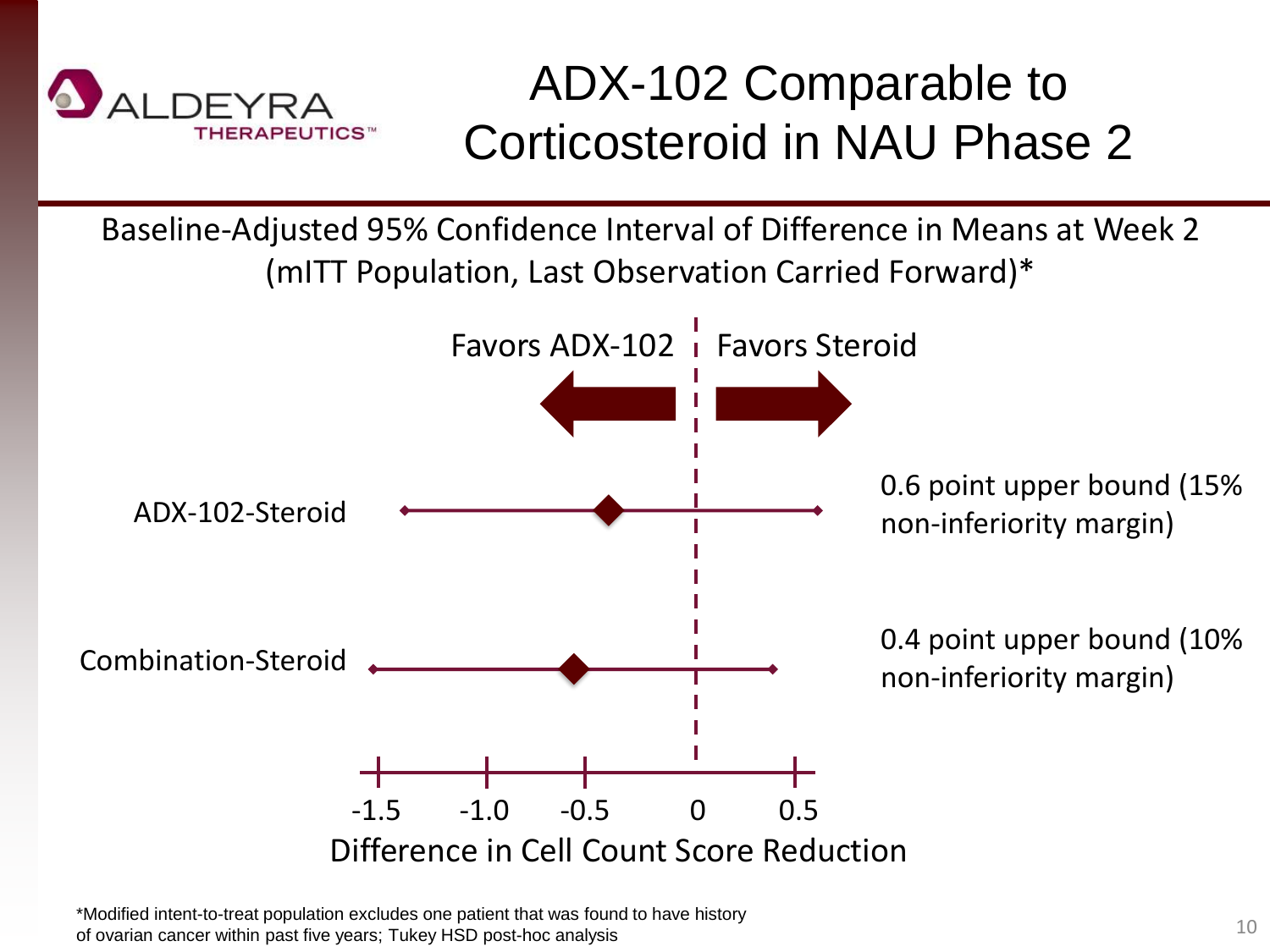# ADX-102 Comparable to Corticosteroid in NAU Phase 2

Baseline-Adjusted 95% Confidence Interval of Difference in Means at Week 2 (mITT Population, Last Observation Carried Forward)*

Favors ADX-102 | Favors Steroid

ADX-102-Steroid — 0.6 point upper bound (15% non-inferiority margin)

Combination-Steroid — 0.4 point upper bound (10% non-inferiority margin)

-1.5 -1.0 -0.5 0 0.5

Difference in Cell Count Score Reduction

*Modified intent-to-treat population excludes one patient that was found to have history of ovarian cancer within past five years; Tukey HSD post-hoc analysis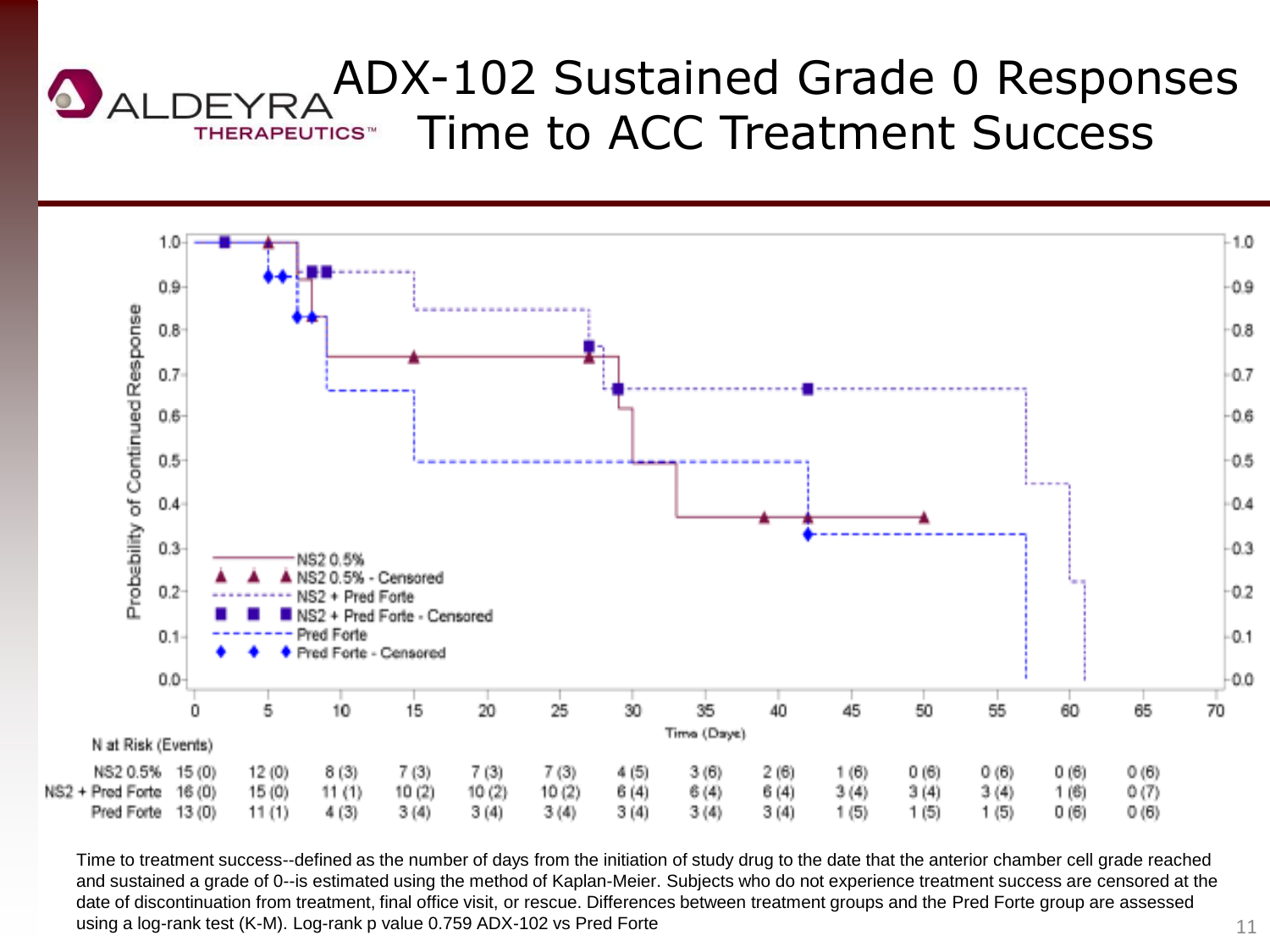# ADX-102 Sustained Grade 0 Responses Time to ACC Treatment Success

**N at Risk (Events)**

| Time (Days) | 0 | 5 | 10 | 15 | 20 | 25 | 30 | 35 | 40 | 45 | 50 | 55 | 60 | 65 |
|---|---|---|---|---|---|---|---|---|---|---|---|---|---|---|
| NS2 0.5% | 15 (0) | 12 (0) | 8 (3) | 7 (3) | 7 (3) | 7 (3) | 4 (5) | 3 (6) | 2 (6) | 1 (6) | 0 (6) | 0 (6) | 0 (6) | 0 (6) |
| NS2 + Pred Forte | 16 (0) | 15 (0) | 11 (1) | 10 (2) | 10 (2) | 10 (2) | 6 (4) | 6 (4) | 6 (4) | 3 (4) | 3 (4) | 3 (4) | 1 (6) | 0 (7) |
| Pred Forte | 13 (0) | 11 (1) | 4 (3) | 3 (4) | 3 (4) | 3 (4) | 3 (4) | 3 (4) | 3 (4) | 1 (5) | 1 (5) | 1 (5) | 0 (6) | 0 (6) |

Time to treatment success--defined as the number of days from the initiation of study drug to the date that the anterior chamber cell grade reached and sustained a grade of 0--is estimated using the method of Kaplan-Meier. Subjects who do not experience treatment success are censored at the date of discontinuation from treatment, final office visit, or rescue. Differences between treatment groups and the Pred Forte group are assessed using a log-rank test (K-M). Log-rank p value 0.759 ADX-102 vs Pred Forte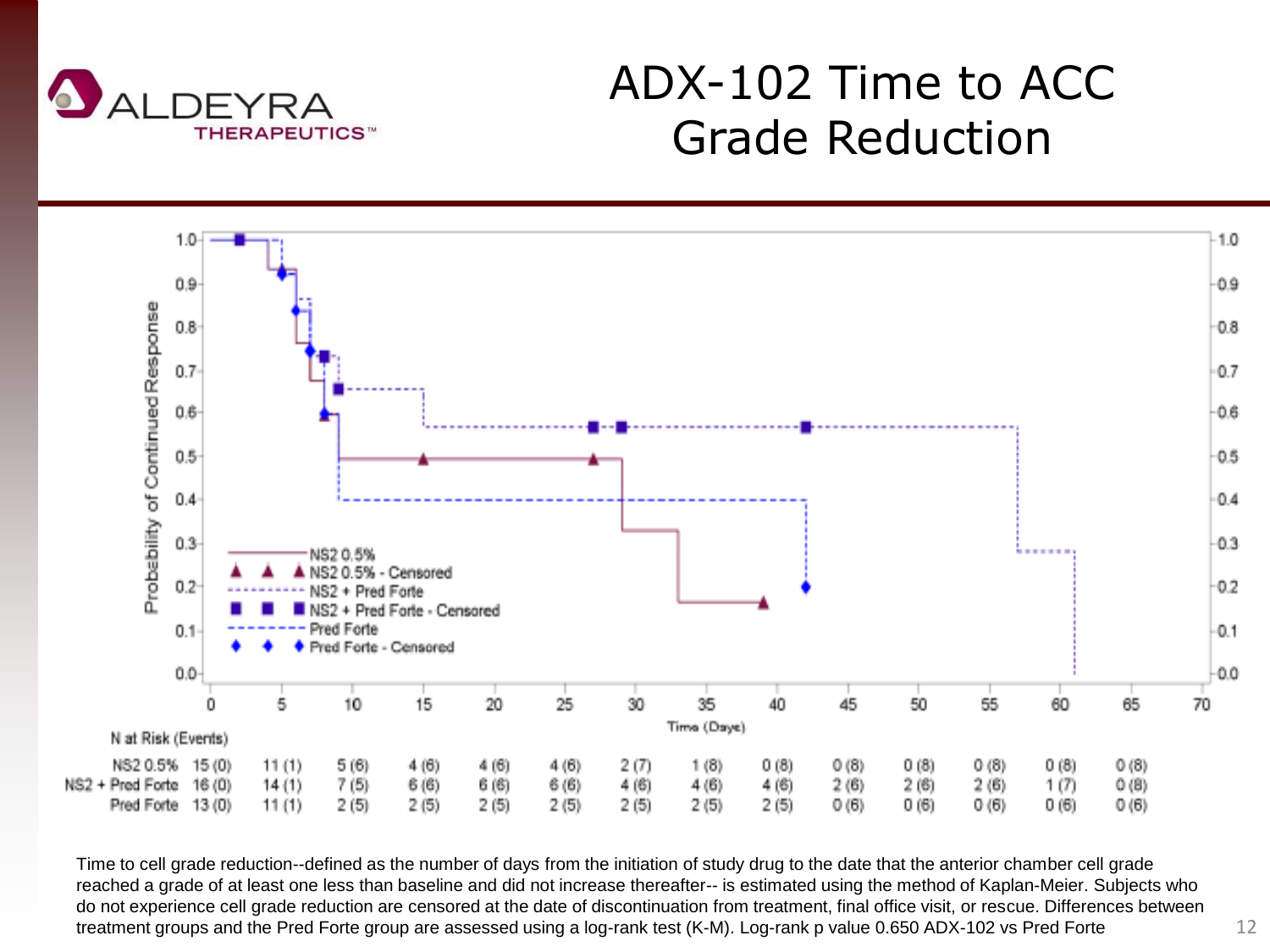# ADX-102 Time to ACC Grade Reduction

| N at Risk (Events) | 0 | 5 | 10 | 15 | 20 | 25 | 30 | 35 | 40 | 45 | 50 | 55 | 60 | 65 |
|---|---|---|---|---|---|---|---|---|---|---|---|---|---|---|
| NS2 0.5% | 15 (0) | 11 (1) | 5 (6) | 4 (6) | 4 (6) | 4 (6) | 2 (7) | 1 (8) | 0 (8) | 0 (8) | 0 (8) | 0 (8) | 0 (8) | 0 (8) |
| NS2 + Pred Forte | 16 (0) | 14 (1) | 7 (5) | 6 (6) | 6 (6) | 6 (6) | 4 (6) | 4 (6) | 4 (6) | 2 (6) | 2 (6) | 2 (6) | 1 (7) | 0 (8) |
| Pred Forte | 13 (0) | 11 (1) | 2 (5) | 2 (5) | 2 (5) | 2 (5) | 2 (5) | 2 (5) | 2 (5) | 0 (6) | 0 (6) | 0 (6) | 0 (6) | 0 (6) |

Time to cell grade reduction--defined as the number of days from the initiation of study drug to the date that the anterior chamber cell grade reached a grade of at least one less than baseline and did not increase thereafter-- is estimated using the method of Kaplan-Meier. Subjects who do not experience cell grade reduction are censored at the date of discontinuation from treatment, final office visit, or rescue. Differences between treatment groups and the Pred Forte group are assessed using a log-rank test (K-M). Log-rank p value 0.650 ADX-102 vs Pred Forte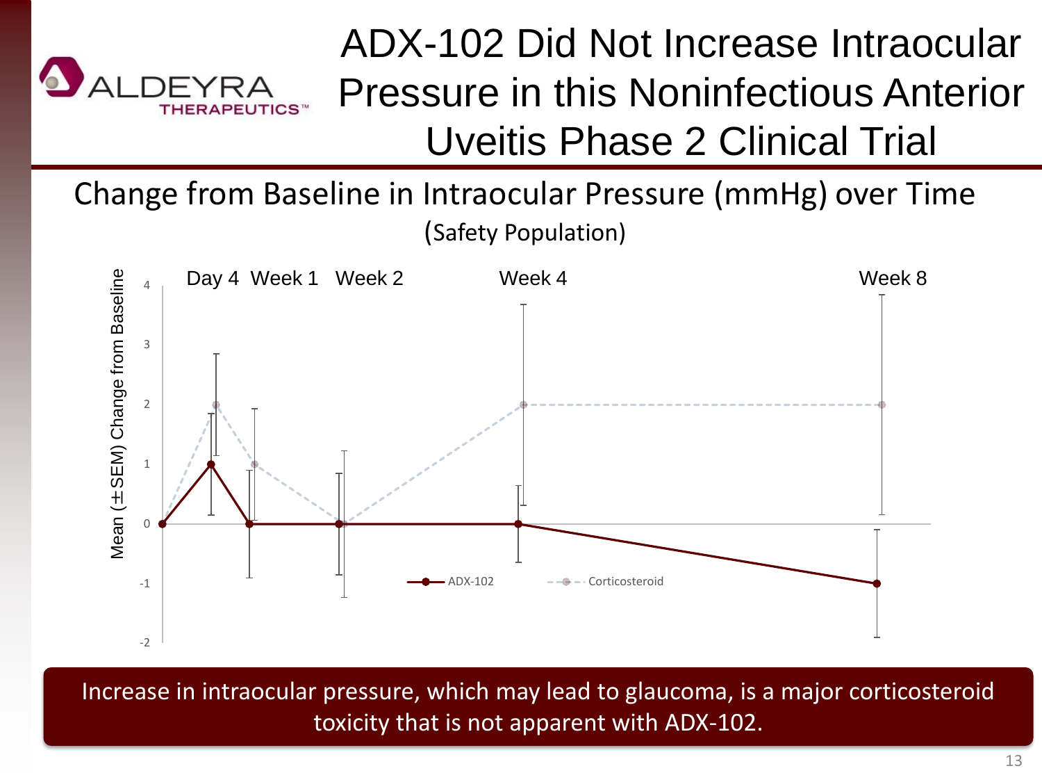# ADX-102 Did Not Increase Intraocular Pressure in this Noninfectious Anterior Uveitis Phase 2 Clinical Trial

## Change from Baseline in Intraocular Pressure (mmHg) over Time

(Safety Population)

Mean (±SEM) Change from Baseline

| Timepoint | ADX-102 | Corticosteroid |
|---|---|---|
| Baseline | 0 | 0 |
| Day 4 | 1 | 2 |
| Week 1 | 0 | 1 |
| Week 2 | 0 | 0 |
| Week 4 | 0 | 2 |
| Week 8 | -1 | 2 |

Increase in intraocular pressure, which may lead to glaucoma, is a major corticosteroid toxicity that is not apparent with ADX-102.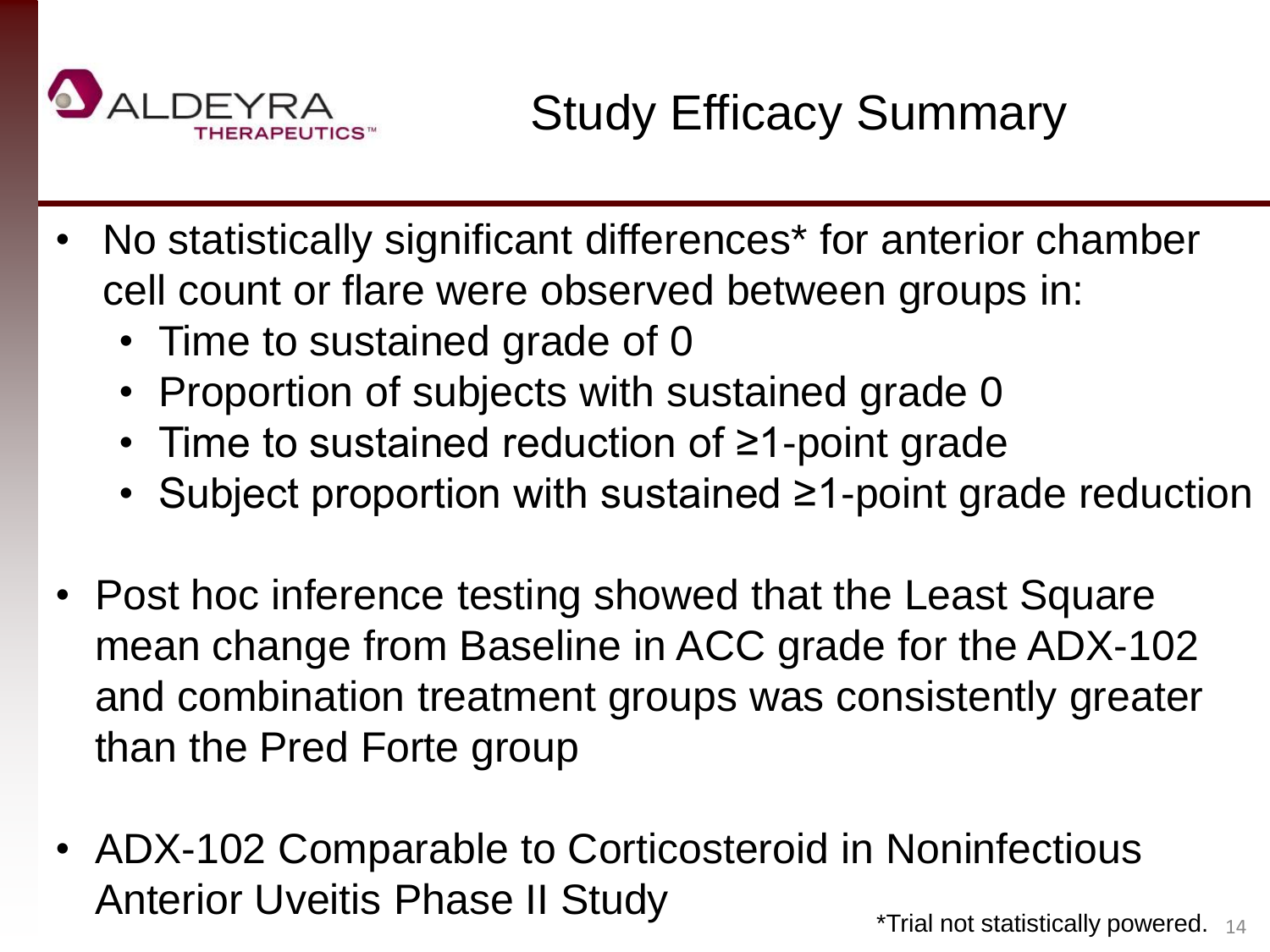# Study Efficacy Summary

- No statistically significant differences* for anterior chamber cell count or flare were observed between groups in:
  - Time to sustained grade of 0
  - Proportion of subjects with sustained grade 0
  - Time to sustained reduction of ≥1-point grade
  - Subject proportion with sustained ≥1-point grade reduction
- Post hoc inference testing showed that the Least Square mean change from Baseline in ACC grade for the ADX-102 and combination treatment groups was consistently greater than the Pred Forte group
- ADX-102 Comparable to Corticosteroid in Noninfectious Anterior Uveitis Phase II Study

*Trial not statistically powered.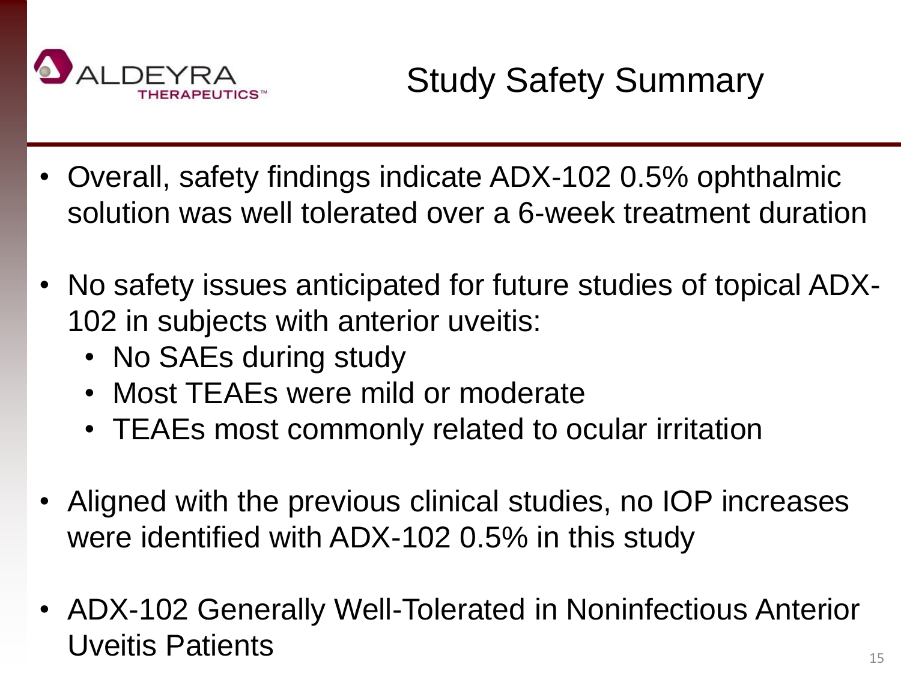# Study Safety Summary

- Overall, safety findings indicate ADX-102 0.5% ophthalmic solution was well tolerated over a 6-week treatment duration
- No safety issues anticipated for future studies of topical ADX-102 in subjects with anterior uveitis:
  - No SAEs during study
  - Most TEAEs were mild or moderate
  - TEAEs most commonly related to ocular irritation
- Aligned with the previous clinical studies, no IOP increases were identified with ADX-102 0.5% in this study
- ADX-102 Generally Well-Tolerated in Noninfectious Anterior Uveitis Patients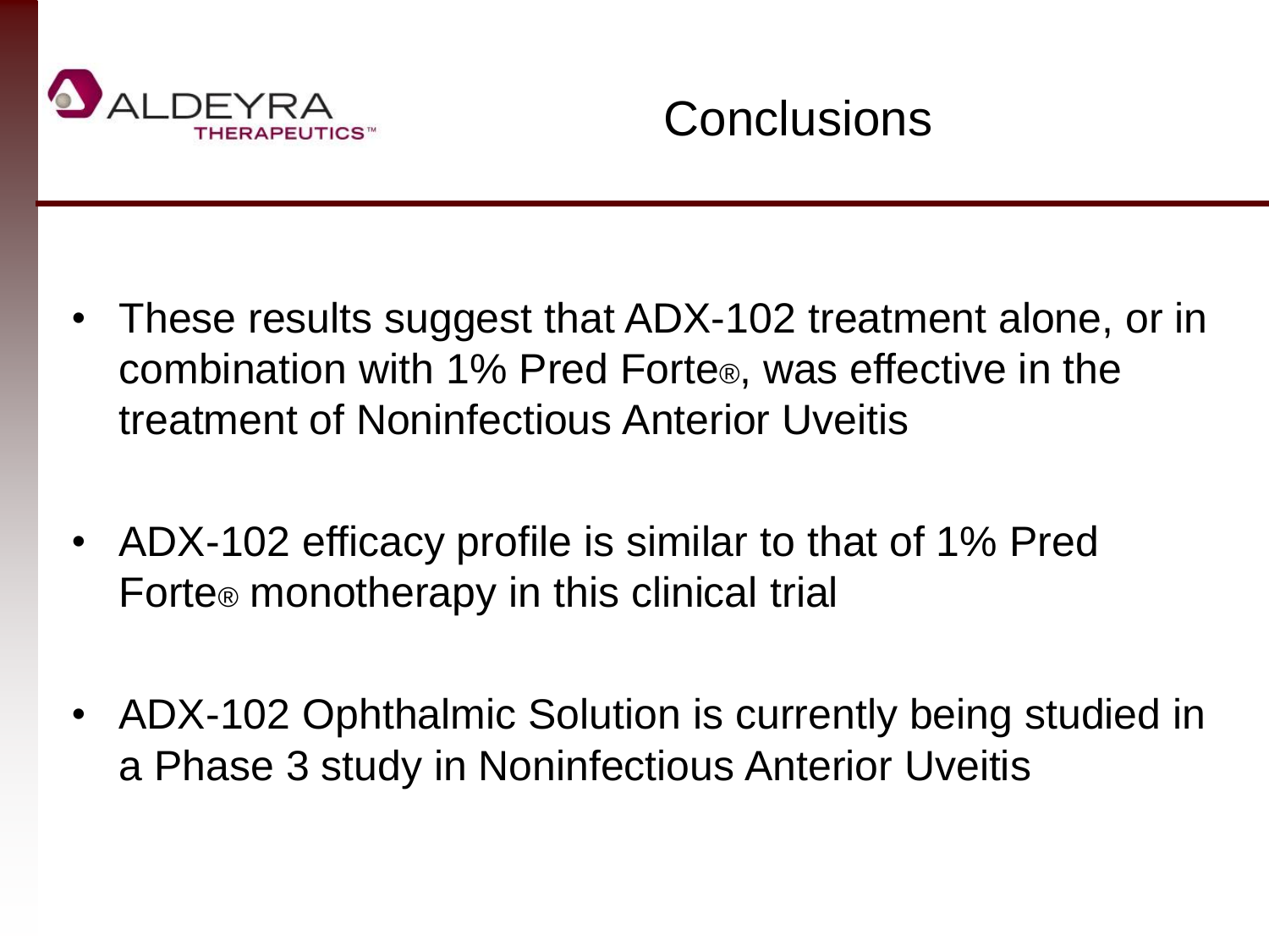# Conclusions

- These results suggest that ADX-102 treatment alone, or in combination with 1% Pred Forte®, was effective in the treatment of Noninfectious Anterior Uveitis

- ADX-102 efficacy profile is similar to that of 1% Pred Forte® monotherapy in this clinical trial

- ADX-102 Ophthalmic Solution is currently being studied in a Phase 3 study in Noninfectious Anterior Uveitis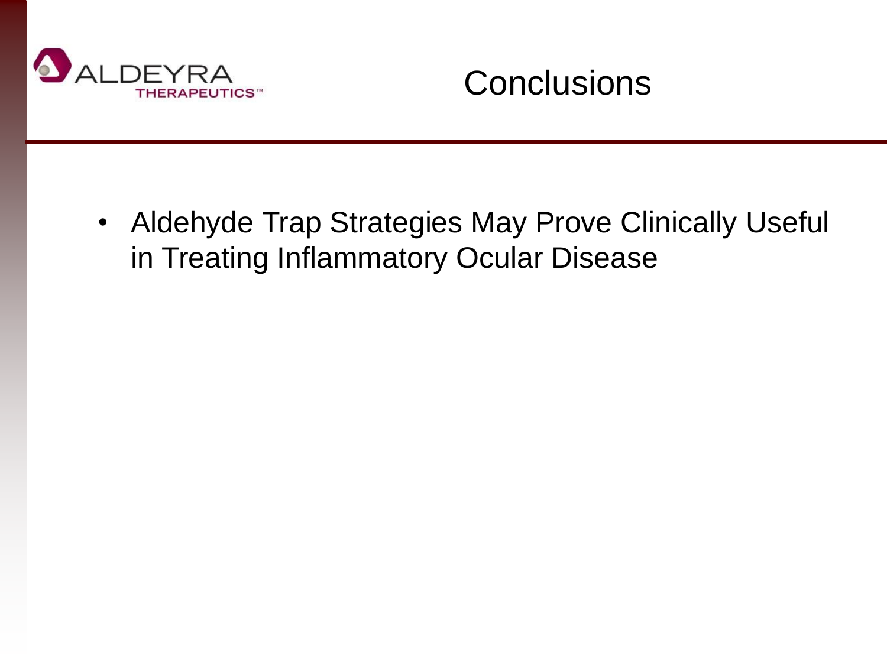# Conclusions

- Aldehyde Trap Strategies May Prove Clinically Useful in Treating Inflammatory Ocular Disease